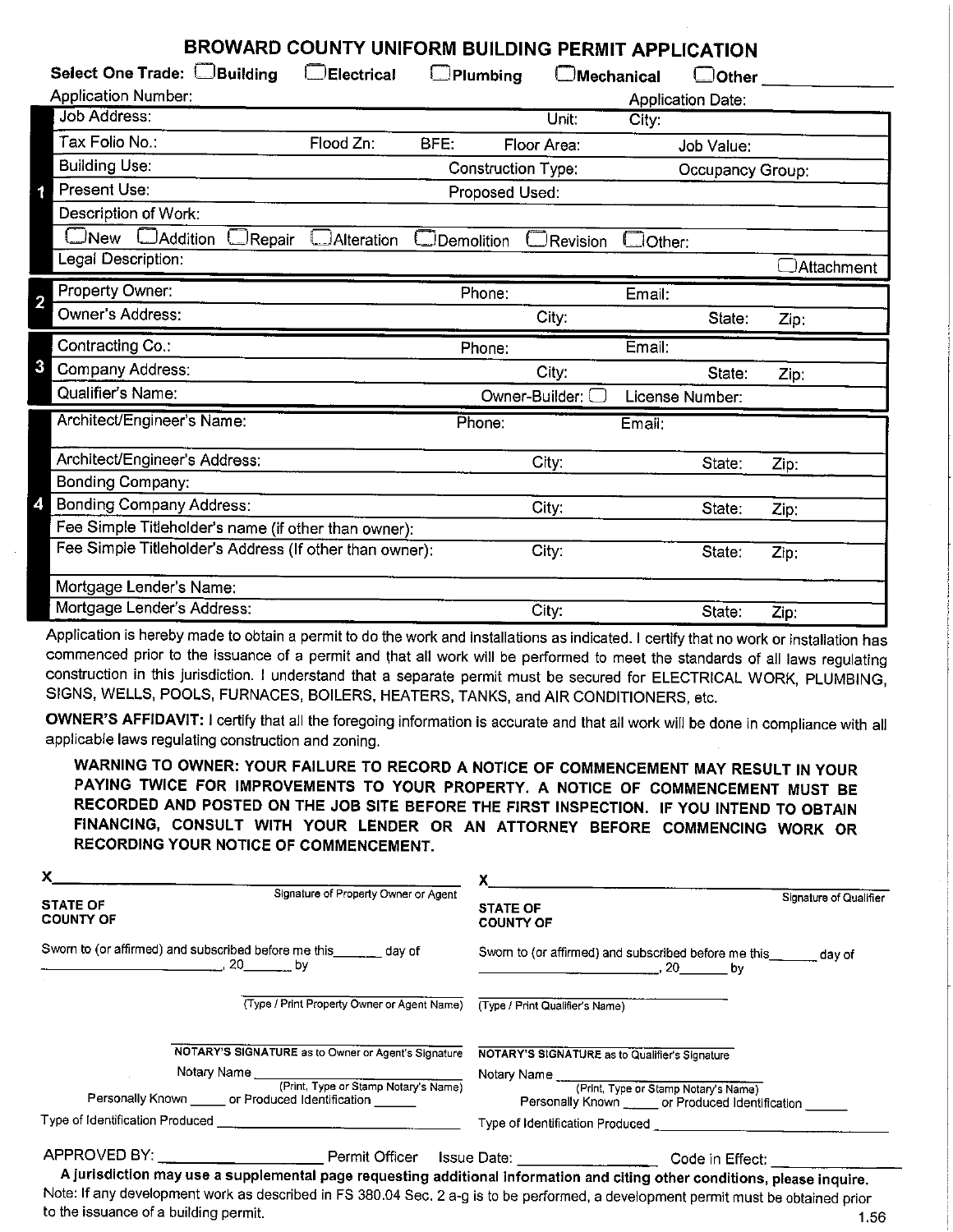# BROWARD COUNTY UNIFORM BUILDING PERMIT APPLICATION

**Select One Trade:** ☐ **Building** ☐ **Electrical** ☐ **Plumbing** ☐ **Mechanical** ☐ **Other** ____________

Application Number: Application Date:

**1**

| | | | | |
|---|---|---|---|---|
| Job Address: | | Unit: | City: | |
| Tax Folio No.: | Flood Zn: | BFE: | Floor Area: | Job Value: |
| Building Use: | | Construction Type: | | Occupancy Group: |
| Present Use: | | Proposed Used: | | |
| Description of Work: | | | | |
| ☐New ☐Addition ☐Repair ☐Alteration | | ☐Demolition ☐Revision | ☐Other: | |
| Legal Description: | | | | ☐Attachment |

**2**

| | | | | |
|---|---|---|---|---|
| Property Owner: | Phone: | | Email: | |
| Owner's Address: | | City: | State: | Zip: |

**3**

| | | | | |
|---|---|---|---|---|
| Contracting Co.: | Phone: | | Email: | |
| Company Address: | | City: | State: | Zip: |
| Qualifier's Name: | | Owner-Builder: ☐ | License Number: | |

**4**

| | | | | |
|---|---|---|---|---|
| Architect/Engineer's Name: | Phone: | | Email: | |
| Architect/Engineer's Address: | | City: | State: | Zip: |
| Bonding Company: | | | | |
| Bonding Company Address: | | City: | State: | Zip: |
| Fee Simple Titleholder's name (if other than owner): | | | | |
| Fee Simple Titleholder's Address (If other than owner): | | City: | State: | Zip: |
| Mortgage Lender's Name: | | | | |
| Mortgage Lender's Address: | | City: | State: | Zip: |

Application is hereby made to obtain a permit to do the work and installations as indicated. I certify that no work or installation has commenced prior to the issuance of a permit and that all work will be performed to meet the standards of all laws regulating construction in this jurisdiction. I understand that a separate permit must be secured for ELECTRICAL WORK, PLUMBING, SIGNS, WELLS, POOLS, FURNACES, BOILERS, HEATERS, TANKS, and AIR CONDITIONERS, etc.

**OWNER'S AFFIDAVIT:** I certify that all the foregoing information is accurate and that all work will be done in compliance with all applicable laws regulating construction and zoning.

**WARNING TO OWNER: YOUR FAILURE TO RECORD A NOTICE OF COMMENCEMENT MAY RESULT IN YOUR PAYING TWICE FOR IMPROVEMENTS TO YOUR PROPERTY. A NOTICE OF COMMENCEMENT MUST BE RECORDED AND POSTED ON THE JOB SITE BEFORE THE FIRST INSPECTION. IF YOU INTEND TO OBTAIN FINANCING, CONSULT WITH YOUR LENDER OR AN ATTORNEY BEFORE COMMENCING WORK OR RECORDING YOUR NOTICE OF COMMENCEMENT.**

X________________________________________
Signature of Property Owner or Agent

**STATE OF**
**COUNTY OF**

Sworn to (or affirmed) and subscribed before me this_______ day of ________________________, 20_______ by

________________________________________
(Type / Print Property Owner or Agent Name)

________________________________________
**NOTARY'S SIGNATURE** as to Owner or Agent's Signature

Notary Name ____________________________
(Print, Type or Stamp Notary's Name)

Personally Known _____ or Produced Identification ______

Type of Identification Produced ____________________________

X________________________________________
Signature of Qualifier

**STATE OF**
**COUNTY OF**

Sworn to (or affirmed) and subscribed before me this_______ day of ________________________, 20_______ by

________________________________________
(Type / Print Qualifier's Name)

________________________________________
**NOTARY'S SIGNATURE** as to Qualifier's Signature

Notary Name ____________________________
(Print, Type or Stamp Notary's Name)

Personally Known _____ or Produced Identification ______

Type of Identification Produced ____________________________

APPROVED BY: __________________ Permit Officer Issue Date: ________________ Code in Effect: ______________

**A jurisdiction may use a supplemental page requesting additional information and citing other conditions, please inquire.**

Note: If any development work as described in FS 380.04 Sec. 2 a-g is to be performed, a development permit must be obtained prior to the issuance of a building permit.

1.56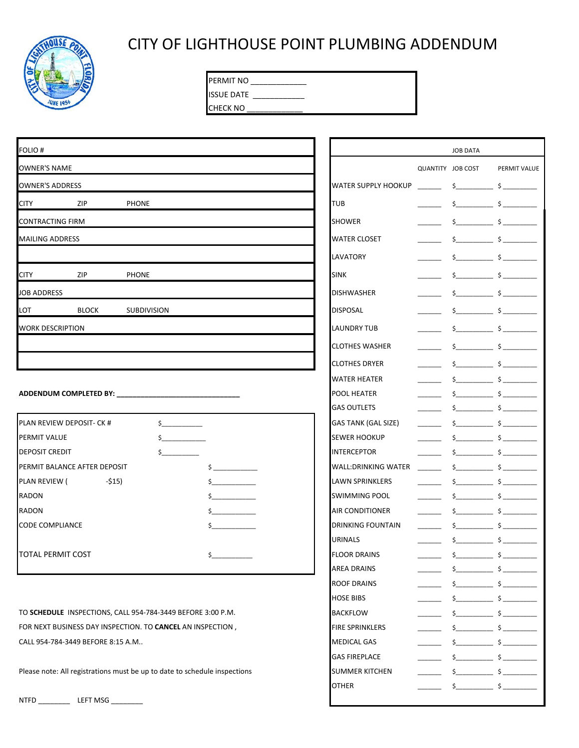# CITY OF LIGHTHOUSE POINT PLUMBING ADDENDUM

PERMIT NO _____________
ISSUE DATE ____________
CHECK NO _____________

| |
|---|
| FOLIO # |
| OWNER'S NAME |
| OWNER'S ADDRESS |
| CITY ZIP PHONE |
| CONTRACTING FIRM |
| MAILING ADDRESS |
| |
| CITY ZIP PHONE |
| JOB ADDRESS |
| LOT BLOCK SUBDIVISION |
| WORK DESCRIPTION |
| |
| |

**ADDENDUM COMPLETED BY: ________________________________**

| | | |
|---|---|---|
| PLAN REVIEW DEPOSIT- CK # | $__________ | |
| PERMIT VALUE | $___________ | |
| DEPOSIT CREDIT | $_________ | |
| PERMIT BALANCE AFTER DEPOSIT | | $ ___________ |
| PLAN REVIEW ( -$15) | | $___________ |
| RADON | | $___________ |
| RADON | | $___________ |
| CODE COMPLIANCE | | $___________ |
| TOTAL PERMIT COST | | $__________ |

TO **SCHEDULE** INSPECTIONS, CALL 954-784-3449 BEFORE 3:00 P.M. FOR NEXT BUSINESS DAY INSPECTION. TO **CANCEL** AN INSPECTION , CALL 954-784-3449 BEFORE 8:15 A.M..

Please note: All registrations must be up to date to schedule inspections

NTFD ________ LEFT MSG ________

| JOB DATA | QUANTITY | JOB COST | PERMIT VALUE |
|---|---|---|---|
| WATER SUPPLY HOOKUP | ______ | $_________ | $ _________ |
| TUB | ______ | $_________ | $ _________ |
| SHOWER | ______ | $_________ | $ _________ |
| WATER CLOSET | ______ | $_________ | $ _________ |
| LAVATORY | ______ | $_________ | $ _________ |
| SINK | ______ | $_________ | $ _________ |
| DISHWASHER | ______ | $_________ | $ _________ |
| DISPOSAL | ______ | $_________ | $ _________ |
| LAUNDRY TUB | ______ | $_________ | $ _________ |
| CLOTHES WASHER | ______ | $_________ | $ _________ |
| CLOTHES DRYER | ______ | $_________ | $ _________ |
| WATER HEATER | ______ | $_________ | $ _________ |
| POOL HEATER | ______ | $_________ | $ _________ |
| GAS OUTLETS | ______ | $_________ | $ _________ |
| GAS TANK (GAL SIZE) | ______ | $_________ | $ _________ |
| SEWER HOOKUP | ______ | $_________ | $ _________ |
| INTERCEPTOR | ______ | $_________ | $ _________ |
| WALL:DRINKING WATER | ______ | $_________ | $ _________ |
| LAWN SPRINKLERS | ______ | $_________ | $ _________ |
| SWIMMING POOL | ______ | $_________ | $ _________ |
| AIR CONDITIONER | ______ | $_________ | $ _________ |
| DRINKING FOUNTAIN | ______ | $_________ | $ _________ |
| URINALS | ______ | $_________ | $ _________ |
| FLOOR DRAINS | ______ | $_________ | $ _________ |
| AREA DRAINS | ______ | $_________ | $ _________ |
| ROOF DRAINS | ______ | $_________ | $ _________ |
| HOSE BIBS | ______ | $_________ | $ _________ |
| BACKFLOW | ______ | $_________ | $ _________ |
| FIRE SPRINKLERS | ______ | $_________ | $ _________ |
| MEDICAL GAS | ______ | $_________ | $ _________ |
| GAS FIREPLACE | ______ | $_________ | $ _________ |
| SUMMER KITCHEN | ______ | $_________ | $ _________ |
| OTHER | ______ | $_________ | $ _________ |